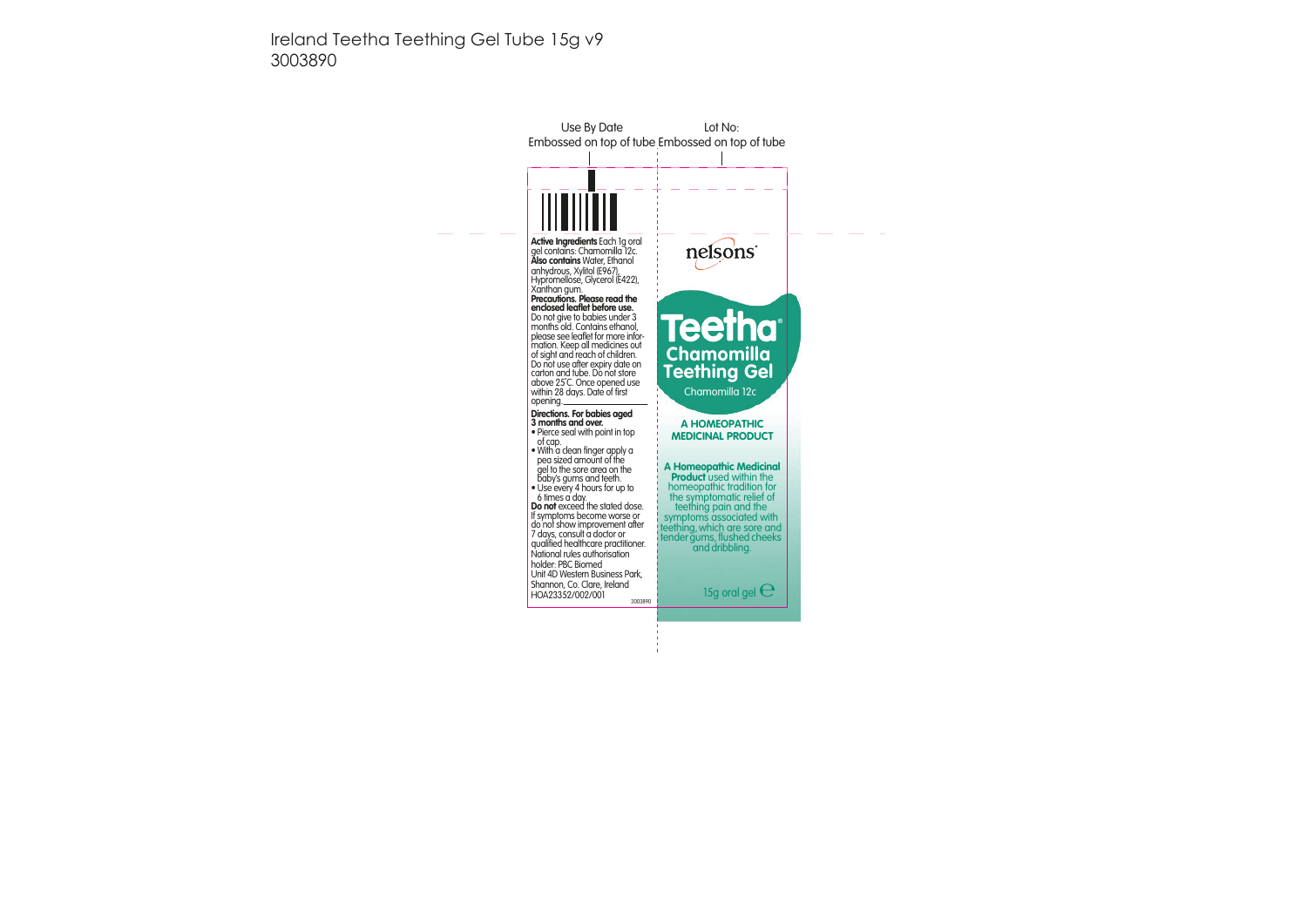Ireland Teetha Teething Gel Tube 15g v9
3003890

Use By Date
Embossed on top of tube

Lot No:
Embossed on top of tube

**Active Ingredients** Each 1g oral gel contains: Chamomilla 12c.
**Also contains** Water, Ethanol anhydrous, Xylitol (E967), Hypromellose, Glycerol (E422), Xanthan gum.

**Precautions. Please read the enclosed leaflet before use.**
Do not give to babies under 3 months old. Contains ethanol, please see leaflet for more information. Keep all medicines out of sight and reach of children. Do not use after expiry date on carton and tube. Do not store above 25°C. Once opened use within 28 days. Date of first opening \_\_\_\_\_\_\_\_\_\_

**Directions. For babies aged 3 months and over.**

- Pierce seal with point in top of cap.
- With a clean finger apply a pea sized amount of the gel to the sore area on the baby's gums and teeth.
- Use every 4 hours for up to 6 times a day.

**Do not** exceed the stated dose. If symptoms become worse or do not show improvement after 7 days, consult a doctor or qualified healthcare practitioner.

National rules authorisation holder: PBC Biomed
Unit 4D Western Business Park, Shannon, Co. Clare, Ireland
HOA23352/002/001

3003890

nelsons

# Teetha®

## Chamomilla Teething Gel

Chamomilla 12c

**A HOMEOPATHIC MEDICINAL PRODUCT**

**A Homeopathic Medicinal Product** used within the homeopathic tradition for the symptomatic relief of teething pain and the symptoms associated with teething, which are sore and tender gums, flushed cheeks and dribbling.

15g oral gel ℮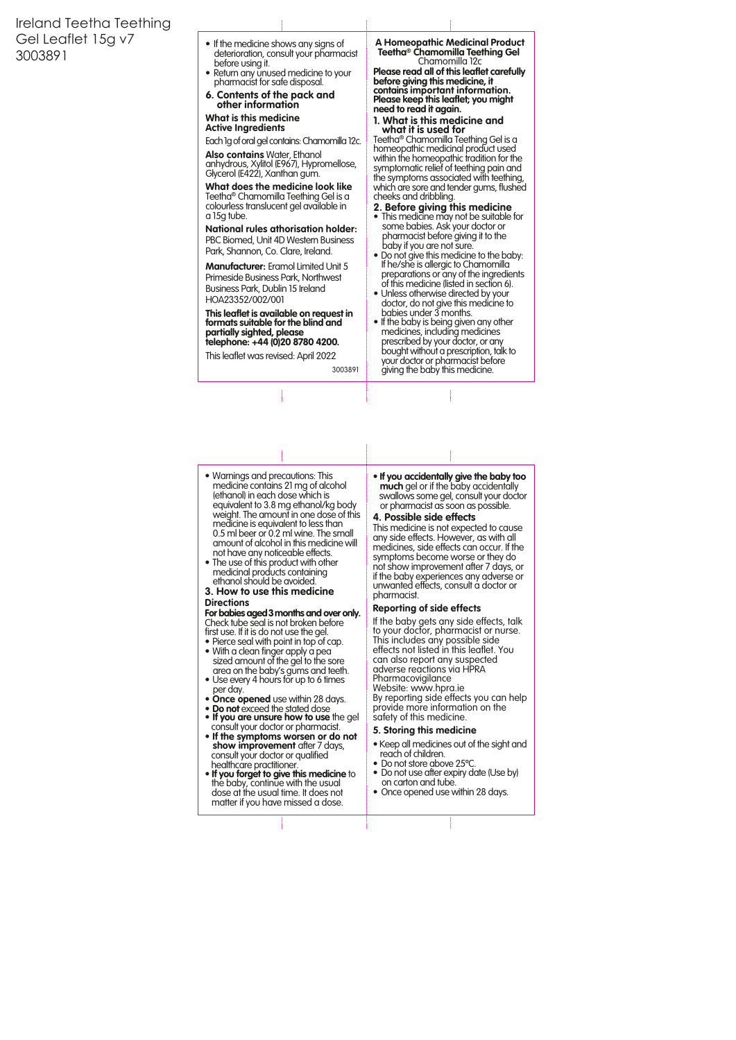Ireland Teetha Teething Gel Leaflet 15g v7
3003891

**A Homeopathic Medicinal Product**
**Teetha® Chamomilla Teething Gel**
Chamomilla 12c

**Please read all of this leaflet carefully before giving this medicine, it contains important information. Please keep this leaflet; you might need to read it again.**

## 1. What is this medicine and what it is used for

Teetha® Chamomilla Teething Gel is a homeopathic medicinal product used within the homeopathic tradition for the symptomatic relief of teething pain and the symptoms associated with teething, which are sore and tender gums, flushed cheeks and dribbling.

## 2. Before giving this medicine

- This medicine may not be suitable for some babies. Ask your doctor or pharmacist before giving it to the baby if you are not sure.
- Do not give this medicine to the baby: If he/she is allergic to Chamomilla preparations or any of the ingredients of this medicine (listed in section 6).
- Unless otherwise directed by your doctor, do not give this medicine to babies under 3 months.
- If the baby is being given any other medicines, including medicines prescribed by your doctor, or any bought without a prescription, talk to your doctor or pharmacist before giving the baby this medicine.
- Warnings and precautions: This medicine contains 21 mg of alcohol (ethanol) in each dose which is equivalent to 3.8 mg ethanol/kg body weight. The amount in one dose of this medicine is equivalent to less than 0.5 ml beer or 0.2 ml wine. The small amount of alcohol in this medicine will not have any noticeable effects.
- The use of this product with other medicinal products containing ethanol should be avoided.

## 3. How to use this medicine

**Directions**

**For babies aged 3 months and over only.**
Check tube seal is not broken before first use. If it is do not use the gel.

- Pierce seal with point in top of cap.
- With a clean finger apply a pea sized amount of the gel to the sore area on the baby's gums and teeth.
- Use every 4 hours for up to 6 times per day.
- **Once opened** use within 28 days.
- **Do not** exceed the stated dose
- **If you are unsure how to use** the gel consult your doctor or pharmacist.
- **If the symptoms worsen or do not show improvement** after 7 days, consult your doctor or qualified healthcare practitioner.
- **If you forget to give this medicine** to the baby, continue with the usual dose at the usual time. It does not matter if you have missed a dose.
- **If you accidentally give the baby too much** gel or if the baby accidentally swallows some gel, consult your doctor or pharmacist as soon as possible.

## 4. Possible side effects

This medicine is not expected to cause any side effects. However, as with all medicines, side effects can occur. If the symptoms become worse or they do not show improvement after 7 days, or if the baby experiences any adverse or unwanted effects, consult a doctor or pharmacist.

**Reporting of side effects**

If the baby gets any side effects, talk to your doctor, pharmacist or nurse. This includes any possible side effects not listed in this leaflet. You can also report any suspected adverse reactions via HPRA Pharmacovigilance
Website: www.hpra.ie
By reporting side effects you can help provide more information on the safety of this medicine.

## 5. Storing this medicine

- Keep all medicines out of the sight and reach of children.
- Do not store above 25ºC.
- Do not use after expiry date (Use by) on carton and tube.
- Once opened use within 28 days.
- If the medicine shows any signs of deterioration, consult your pharmacist before using it.
- Return any unused medicine to your pharmacist for safe disposal.

## 6. Contents of the pack and other information

**What is this medicine**
**Active Ingredients**

Each 1g of oral gel contains: Chamomilla 12c.

**Also contains** Water, Ethanol anhydrous, Xylitol (E967), Hypromellose, Glycerol (E422), Xanthan gum.

**What does the medicine look like**
Teetha® Chamomilla Teething Gel is a colourless translucent gel available in a 15g tube.

**National rules athorisation holder:**
PBC Biomed, Unit 4D Western Business Park, Shannon, Co. Clare, Ireland.

**Manufacturer:** Eramol Limited Unit 5 Primeside Business Park, Northwest Business Park, Dublin 15 Ireland
HOA23352/002/001

**This leaflet is available on request in formats suitable for the blind and partially sighted, please telephone: +44 (0)20 8780 4200.**

This leaflet was revised: April 2022

3003891